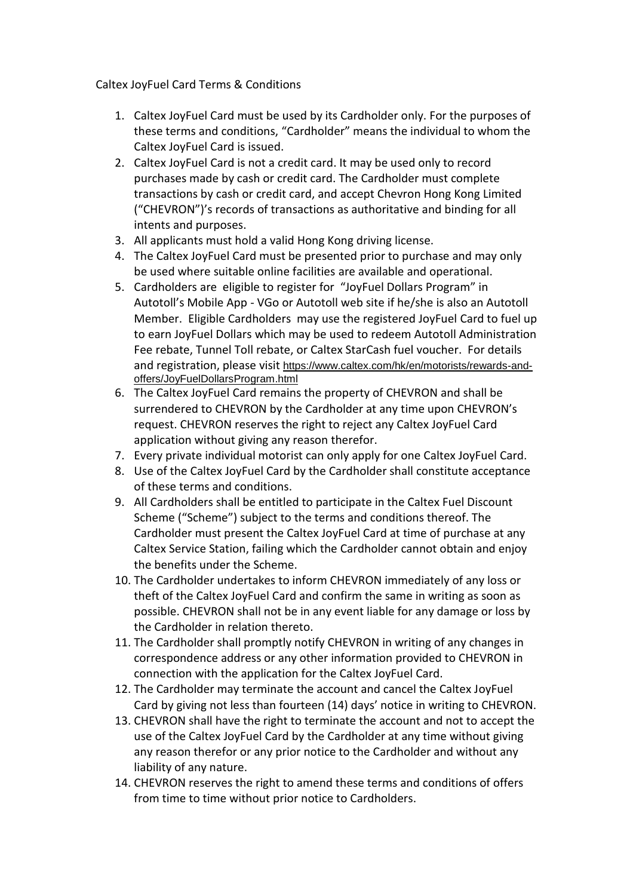Caltex JoyFuel Card Terms & Conditions

1. Caltex JoyFuel Card must be used by its Cardholder only. For the purposes of these terms and conditions, "Cardholder" means the individual to whom the Caltex JoyFuel Card is issued.
2. Caltex JoyFuel Card is not a credit card. It may be used only to record purchases made by cash or credit card. The Cardholder must complete transactions by cash or credit card, and accept Chevron Hong Kong Limited ("CHEVRON")'s records of transactions as authoritative and binding for all intents and purposes.
3. All applicants must hold a valid Hong Kong driving license.
4. The Caltex JoyFuel Card must be presented prior to purchase and may only be used where suitable online facilities are available and operational.
5. Cardholders are eligible to register for "JoyFuel Dollars Program" in Autotoll's Mobile App - VGo or Autotoll web site if he/she is also an Autotoll Member. Eligible Cardholders may use the registered JoyFuel Card to fuel up to earn JoyFuel Dollars which may be used to redeem Autotoll Administration Fee rebate, Tunnel Toll rebate, or Caltex StarCash fuel voucher. For details and registration, please visit https://www.caltex.com/hk/en/motorists/rewards-and-offers/JoyFuelDollarsProgram.html
6. The Caltex JoyFuel Card remains the property of CHEVRON and shall be surrendered to CHEVRON by the Cardholder at any time upon CHEVRON's request. CHEVRON reserves the right to reject any Caltex JoyFuel Card application without giving any reason therefor.
7. Every private individual motorist can only apply for one Caltex JoyFuel Card.
8. Use of the Caltex JoyFuel Card by the Cardholder shall constitute acceptance of these terms and conditions.
9. All Cardholders shall be entitled to participate in the Caltex Fuel Discount Scheme ("Scheme") subject to the terms and conditions thereof. The Cardholder must present the Caltex JoyFuel Card at time of purchase at any Caltex Service Station, failing which the Cardholder cannot obtain and enjoy the benefits under the Scheme.
10. The Cardholder undertakes to inform CHEVRON immediately of any loss or theft of the Caltex JoyFuel Card and confirm the same in writing as soon as possible. CHEVRON shall not be in any event liable for any damage or loss by the Cardholder in relation thereto.
11. The Cardholder shall promptly notify CHEVRON in writing of any changes in correspondence address or any other information provided to CHEVRON in connection with the application for the Caltex JoyFuel Card.
12. The Cardholder may terminate the account and cancel the Caltex JoyFuel Card by giving not less than fourteen (14) days' notice in writing to CHEVRON.
13. CHEVRON shall have the right to terminate the account and not to accept the use of the Caltex JoyFuel Card by the Cardholder at any time without giving any reason therefor or any prior notice to the Cardholder and without any liability of any nature.
14. CHEVRON reserves the right to amend these terms and conditions of offers from time to time without prior notice to Cardholders.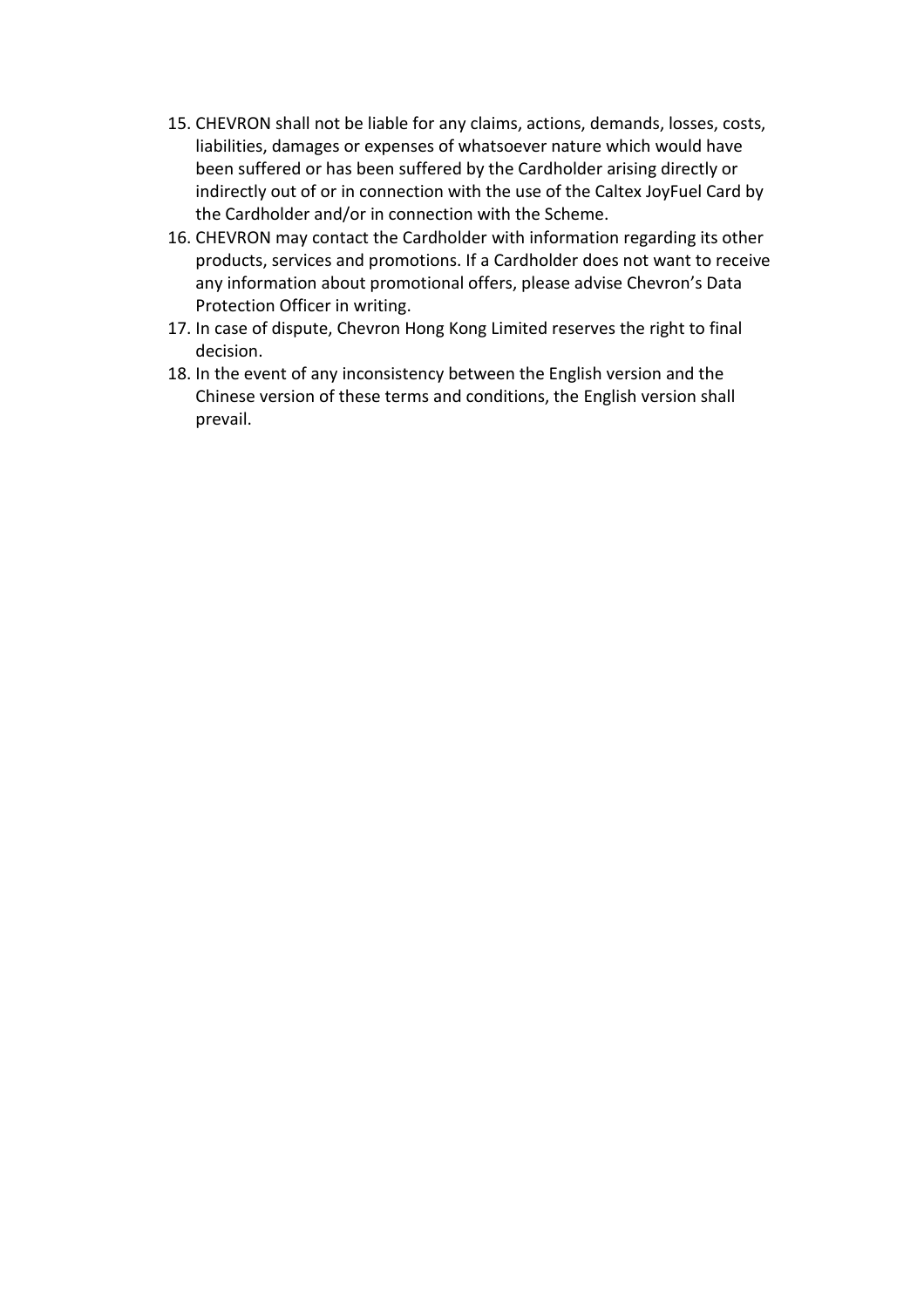15. CHEVRON shall not be liable for any claims, actions, demands, losses, costs, liabilities, damages or expenses of whatsoever nature which would have been suffered or has been suffered by the Cardholder arising directly or indirectly out of or in connection with the use of the Caltex JoyFuel Card by the Cardholder and/or in connection with the Scheme.
16. CHEVRON may contact the Cardholder with information regarding its other products, services and promotions. If a Cardholder does not want to receive any information about promotional offers, please advise Chevron's Data Protection Officer in writing.
17. In case of dispute, Chevron Hong Kong Limited reserves the right to final decision.
18. In the event of any inconsistency between the English version and the Chinese version of these terms and conditions, the English version shall prevail.